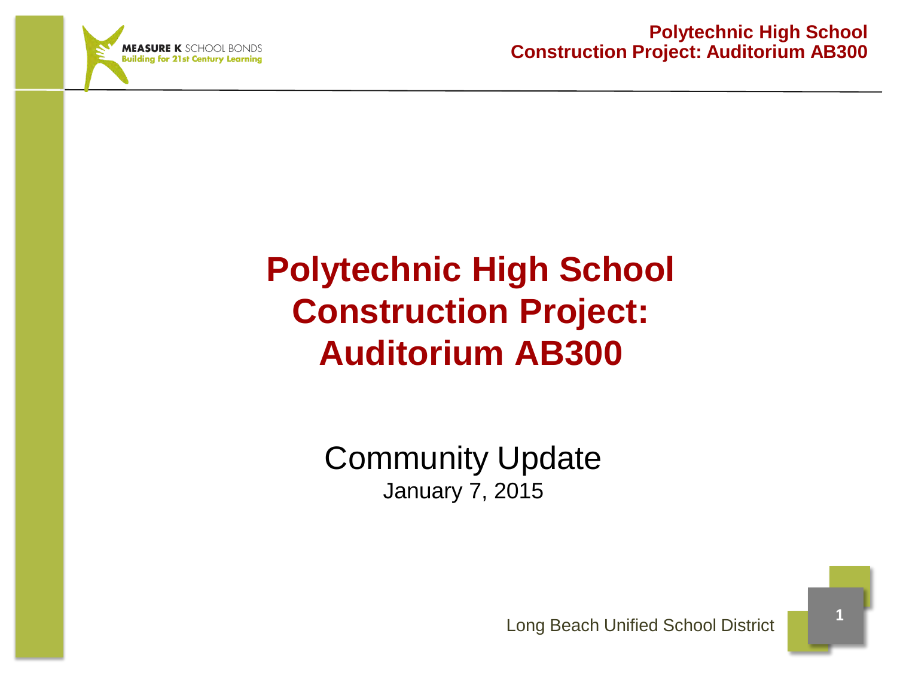MEASURE K SCHOOL BONDS
Building for 21st Century Learning

# Polytechnic High School Construction Project: Auditorium AB300

## Community Update

January 7, 2015

Long Beach Unified School District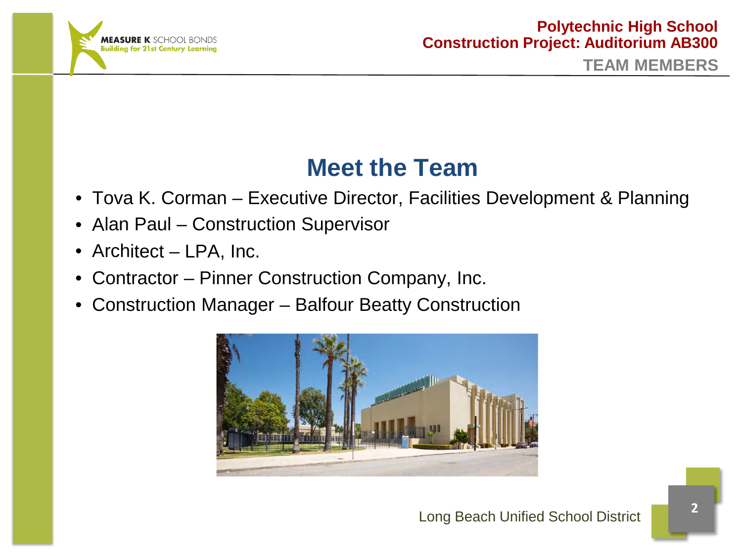# Meet the Team

- Tova K. Corman – Executive Director, Facilities Development & Planning
- Alan Paul – Construction Supervisor
- Architect – LPA, Inc.
- Contractor – Pinner Construction Company, Inc.
- Construction Manager – Balfour Beatty Construction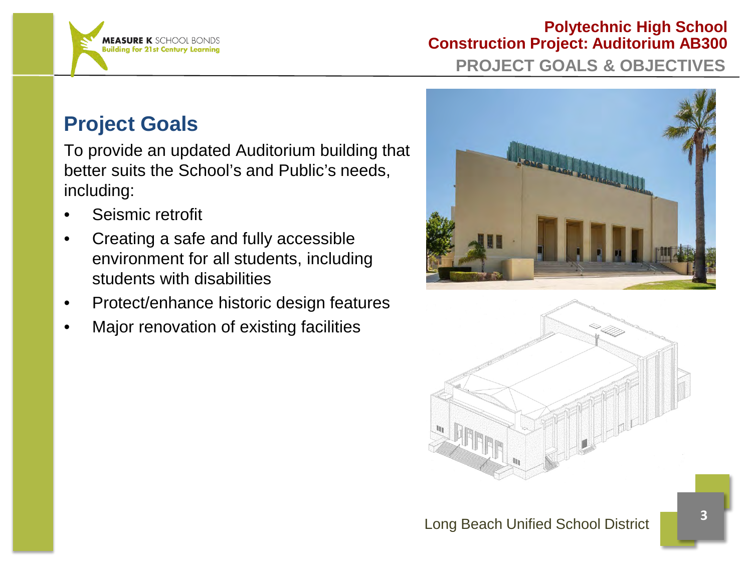# Polytechnic High School
## Construction Project: Auditorium AB300

### PROJECT GOALS & OBJECTIVES

## Project Goals

To provide an updated Auditorium building that better suits the School's and Public's needs, including:

- Seismic retrofit
- Creating a safe and fully accessible environment for all students, including students with disabilities
- Protect/enhance historic design features
- Major renovation of existing facilities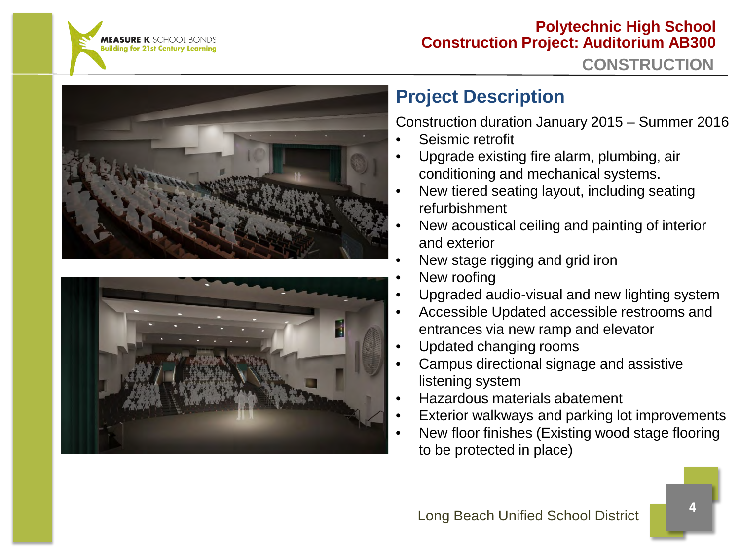**MEASURE K** SCHOOL BONDS
Building for 21st Century Learning

## Polytechnic High School
## Construction Project: Auditorium AB300

### CONSTRUCTION

## Project Description

Construction duration January 2015 – Summer 2016

- Seismic retrofit
- Upgrade existing fire alarm, plumbing, air conditioning and mechanical systems.
- New tiered seating layout, including seating refurbishment
- New acoustical ceiling and painting of interior and exterior
- New stage rigging and grid iron
- New roofing
- Upgraded audio-visual and new lighting system
- Accessible Updated accessible restrooms and entrances via new ramp and elevator
- Updated changing rooms
- Campus directional signage and assistive listening system
- Hazardous materials abatement
- Exterior walkways and parking lot improvements
- New floor finishes (Existing wood stage flooring to be protected in place)

Long Beach Unified School District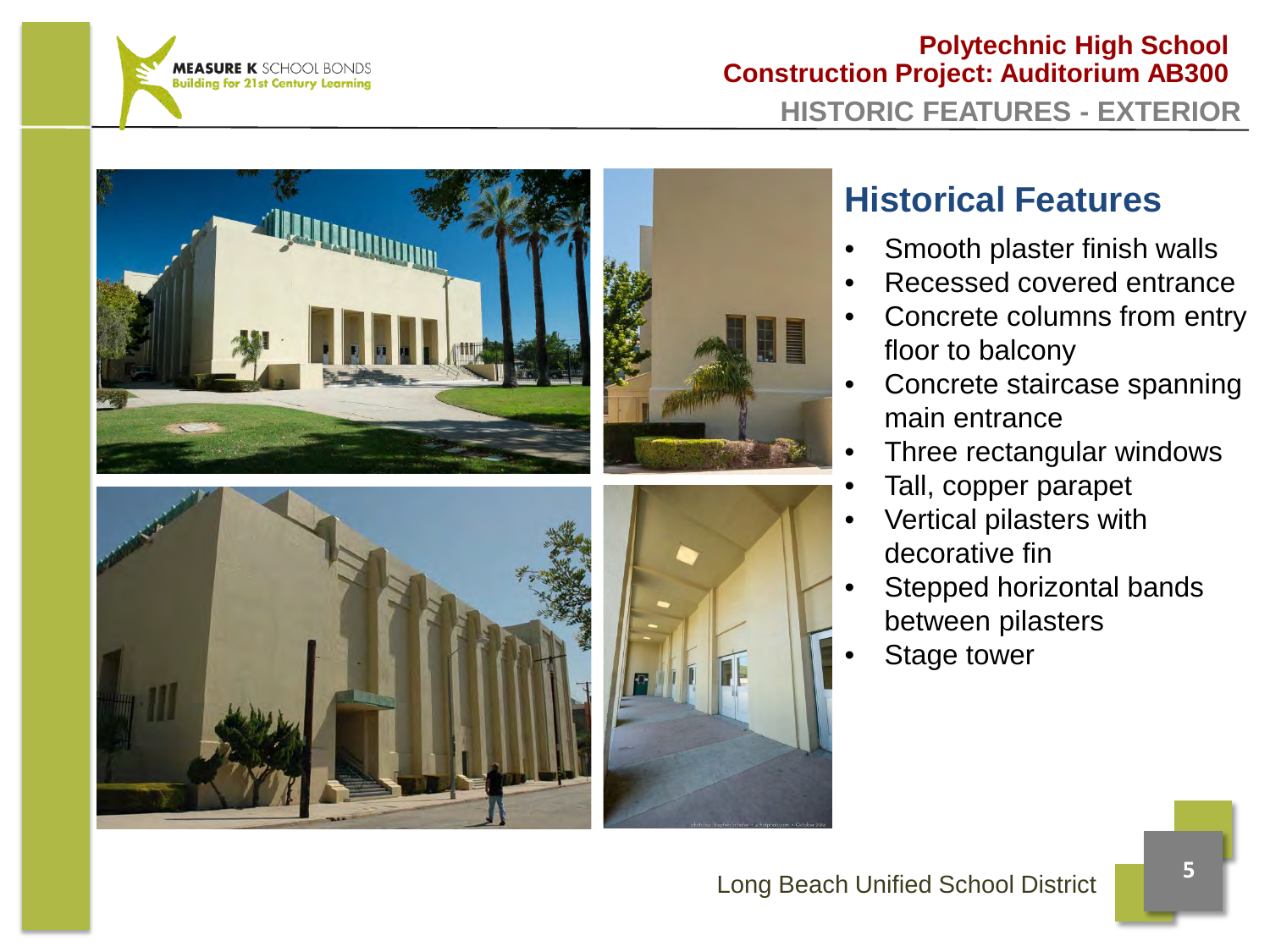# Polytechnic High School
# Construction Project: Auditorium AB300

## HISTORIC FEATURES - EXTERIOR

### Historical Features

- Smooth plaster finish walls
- Recessed covered entrance
- Concrete columns from entry floor to balcony
- Concrete staircase spanning main entrance
- Three rectangular windows
- Tall, copper parapet
- Vertical pilasters with decorative fin
- Stepped horizontal bands between pilasters
- Stage tower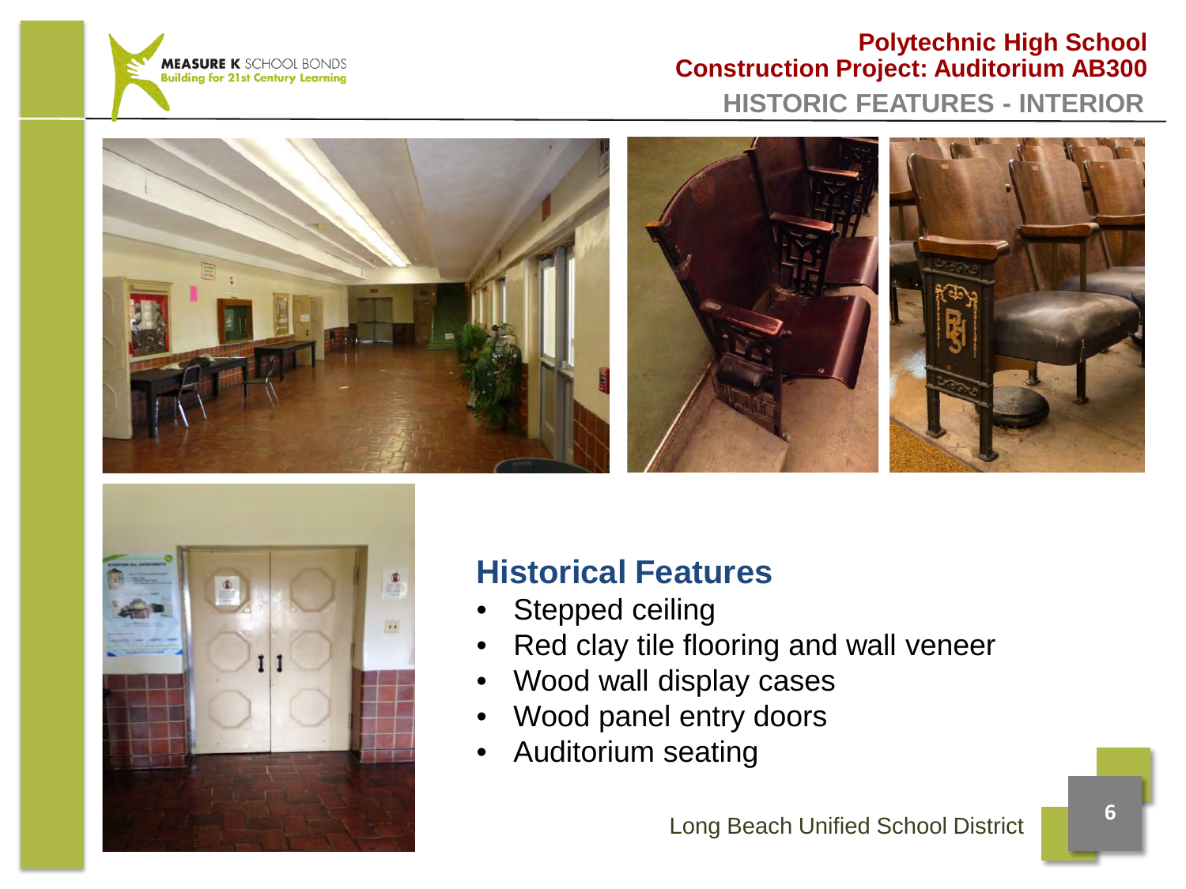# Polytechnic High School
## Construction Project: Auditorium AB300

### HISTORIC FEATURES - INTERIOR

## Historical Features

- Stepped ceiling
- Red clay tile flooring and wall veneer
- Wood wall display cases
- Wood panel entry doors
- Auditorium seating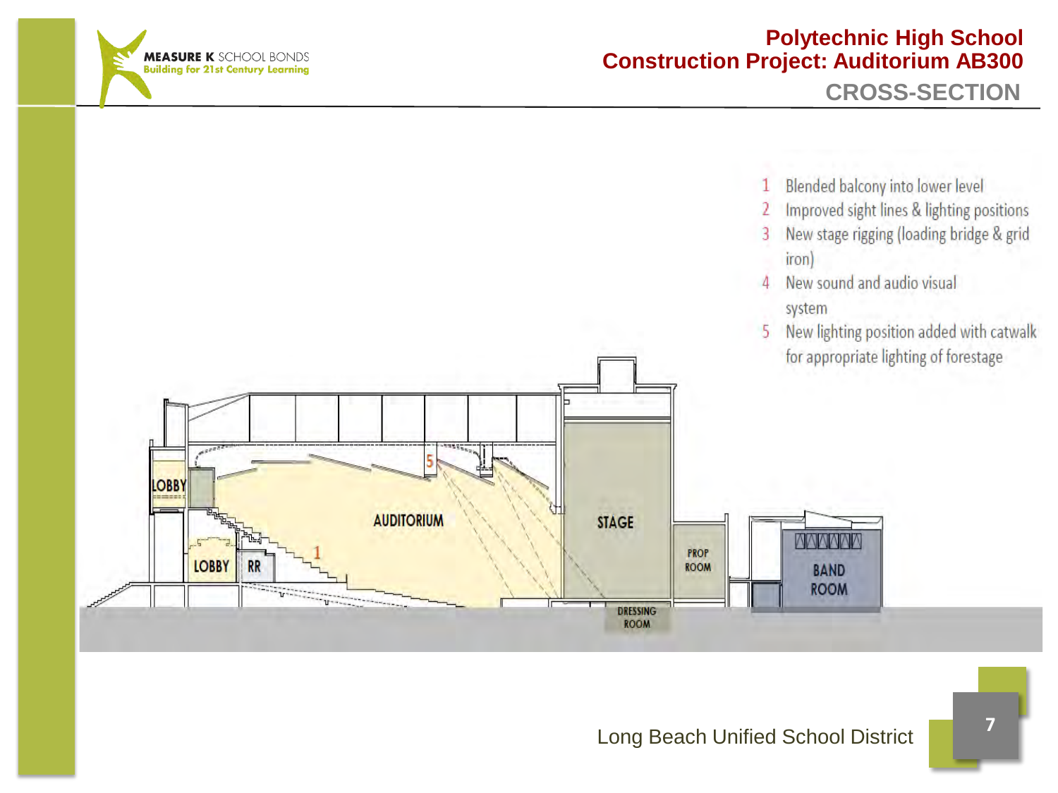# Polytechnic High School
# Construction Project: Auditorium AB300

## CROSS-SECTION

1. Blended balcony into lower level
2. Improved sight lines & lighting positions
3. New stage rigging (loading bridge & grid iron)
4. New sound and audio visual system
5. New lighting position added with catwalk for appropriate lighting of forestage

LOBBY

AUDITORIUM

STAGE

LOBBY

RR

PROP ROOM

BAND ROOM

DRESSING ROOM

Long Beach Unified School District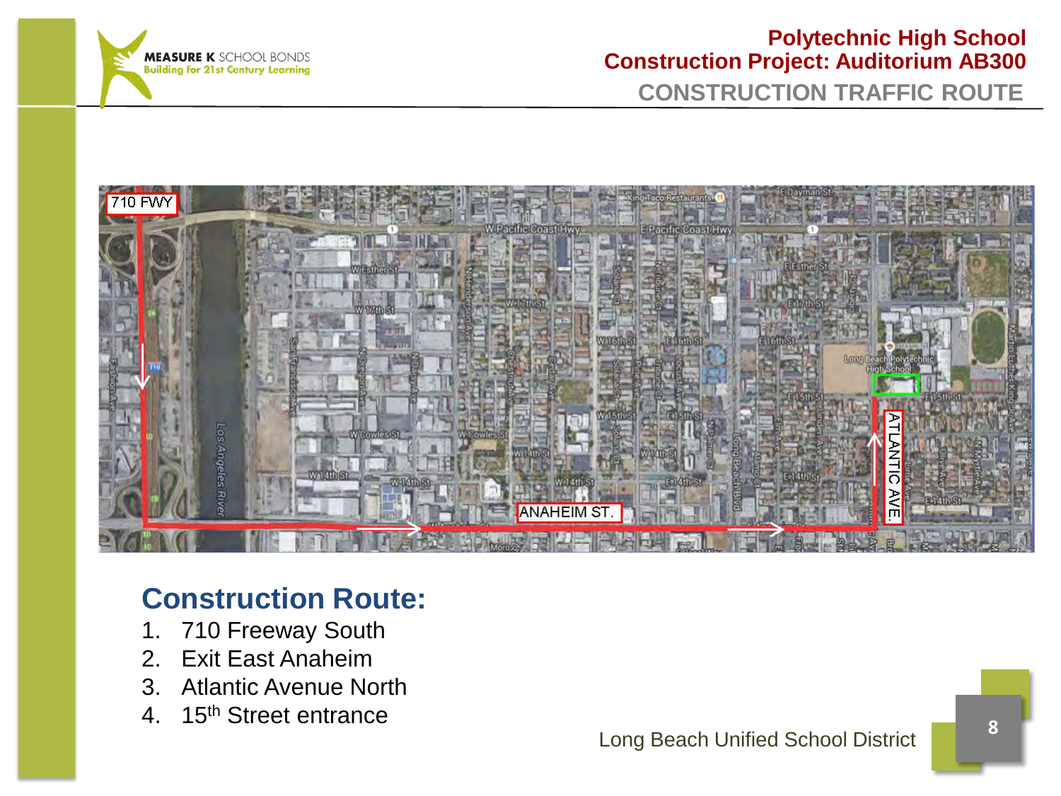# Polytechnic High School
## Construction Project: Auditorium AB300

### CONSTRUCTION TRAFFIC ROUTE

710 FWY

ANAHEIM ST.

ATLANTIC AVE.

## Construction Route:

1. 710 Freeway South
2. Exit East Anaheim
3. Atlantic Avenue North
4. 15th Street entrance

Long Beach Unified School District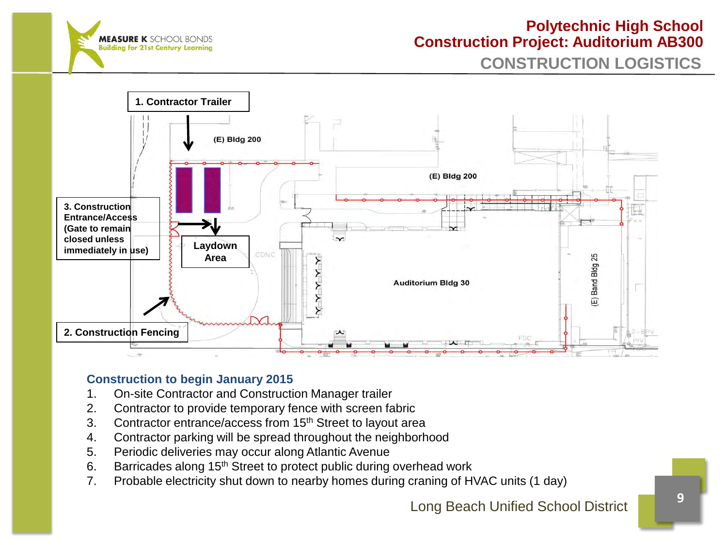# Polytechnic High School
## Construction Project: Auditorium AB300
### CONSTRUCTION LOGISTICS

1. Contractor Trailer

2. Construction Fencing

3. Construction Entrance/Access (Gate to remain closed unless immediately in use)

Laydown Area

(E) Bldg 200

Auditorium Bldg 30

(E) Band Bldg 25

**Construction to begin January 2015**

1. On-site Contractor and Construction Manager trailer
2. Contractor to provide temporary fence with screen fabric
3. Contractor entrance/access from 15th Street to layout area
4. Contractor parking will be spread throughout the neighborhood
5. Periodic deliveries may occur along Atlantic Avenue
6. Barricades along 15th Street to protect public during overhead work
7. Probable electricity shut down to nearby homes during craning of HVAC units (1 day)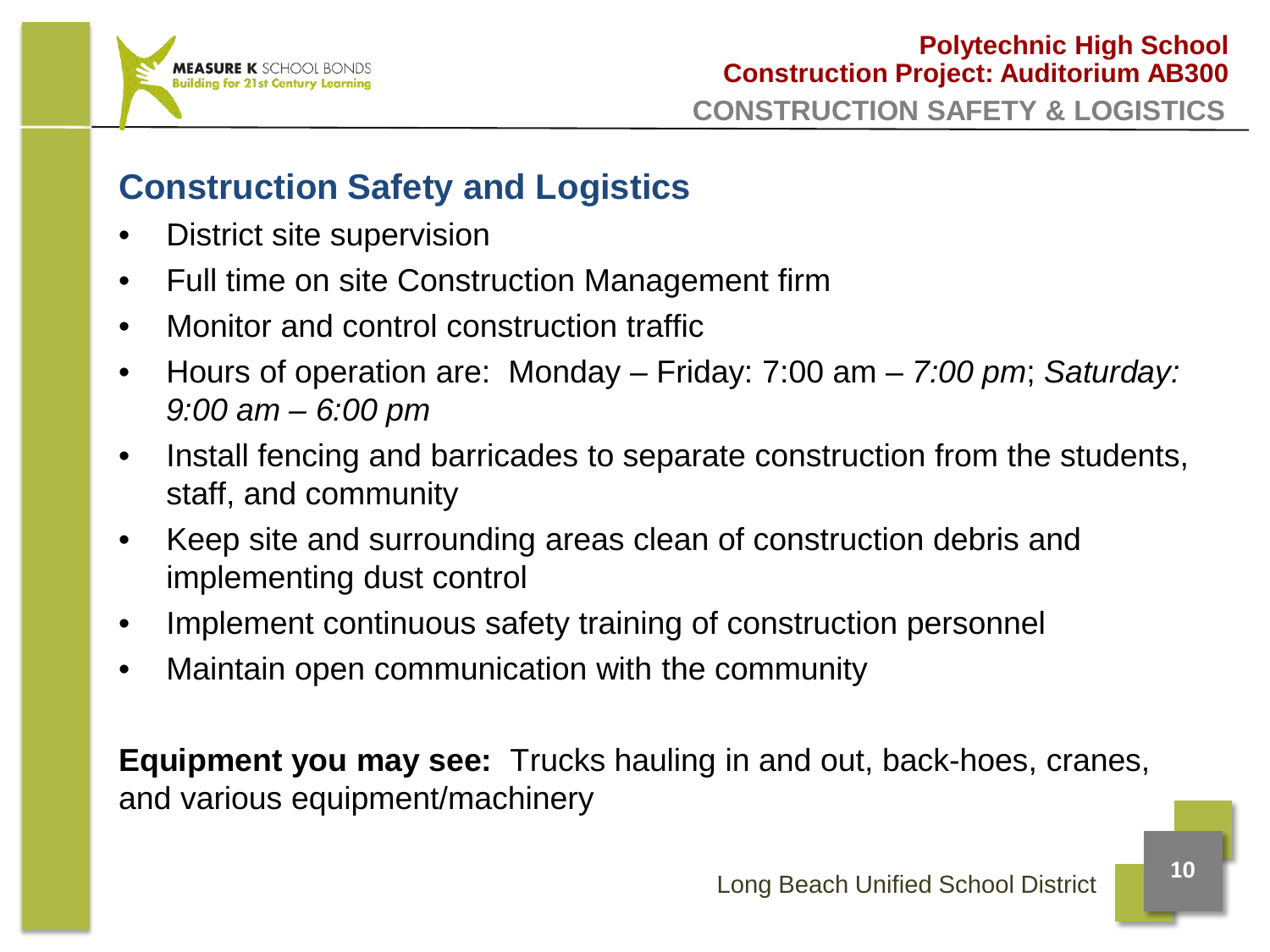## Construction Safety and Logistics

- District site supervision
- Full time on site Construction Management firm
- Monitor and control construction traffic
- Hours of operation are: Monday – Friday: 7:00 am – *7:00 pm*; *Saturday: 9:00 am – 6:00 pm*
- Install fencing and barricades to separate construction from the students, staff, and community
- Keep site and surrounding areas clean of construction debris and implementing dust control
- Implement continuous safety training of construction personnel
- Maintain open communication with the community

**Equipment you may see:** Trucks hauling in and out, back-hoes, cranes, and various equipment/machinery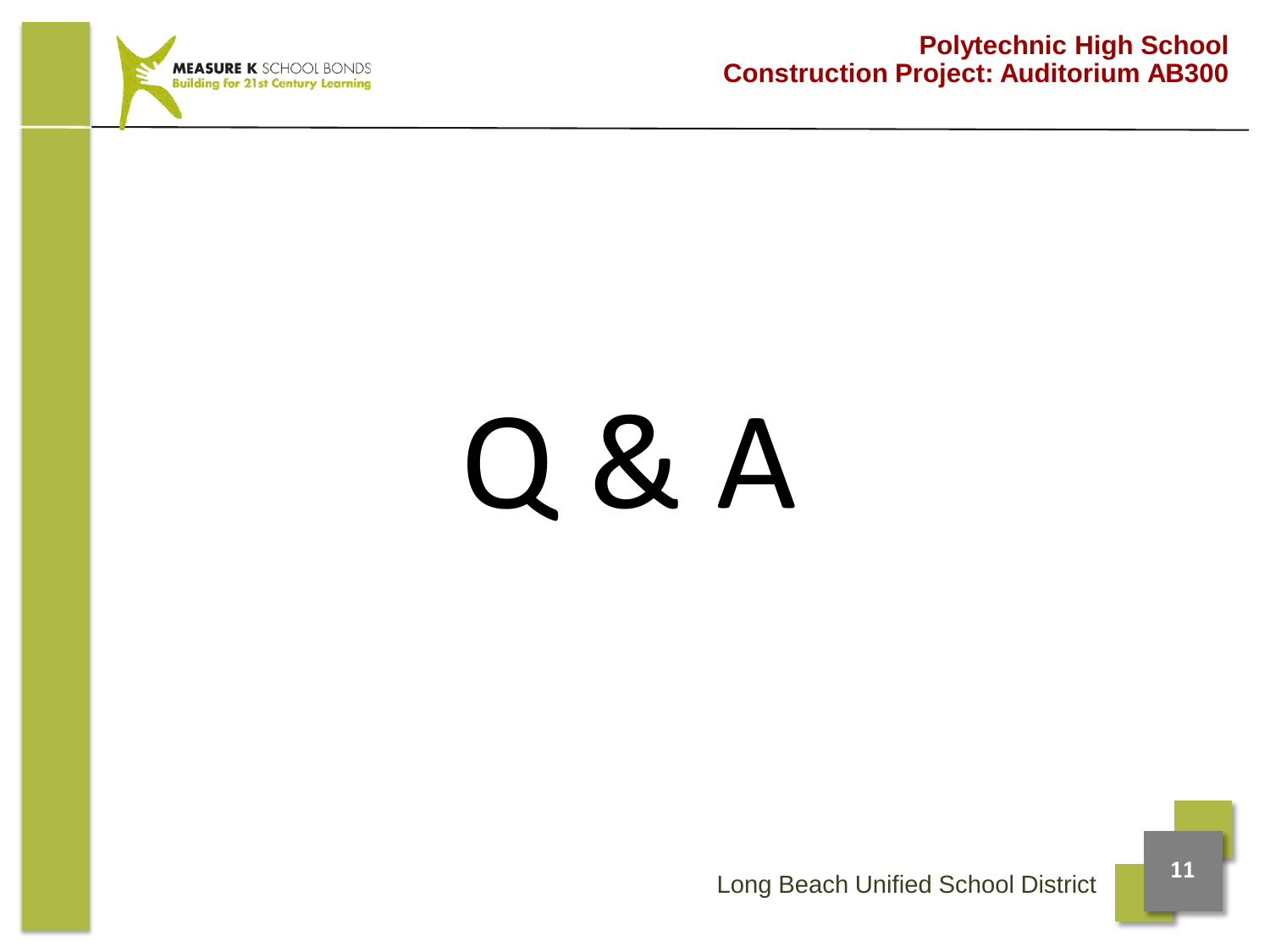# Q & A